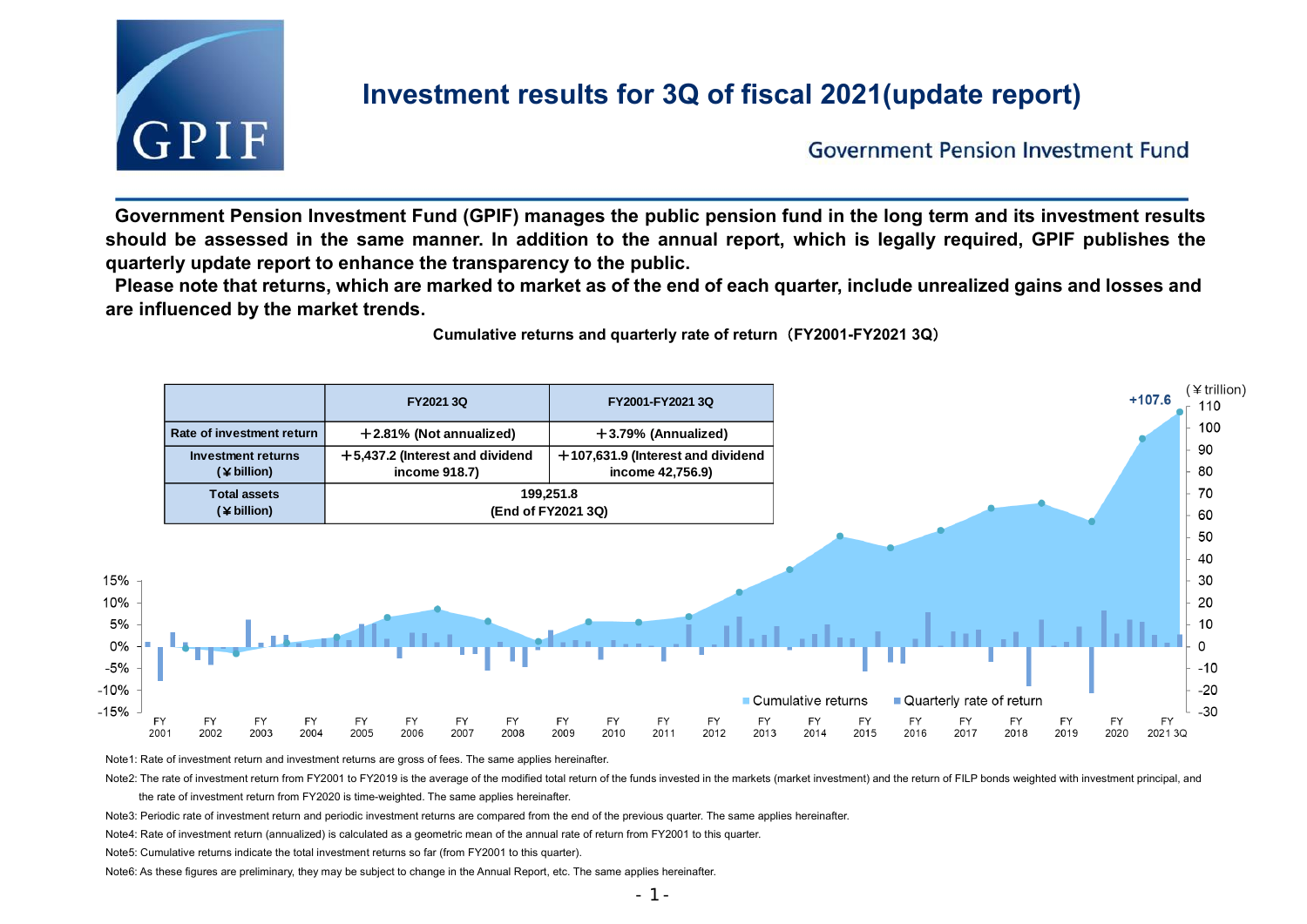# Investment results for 3Q of fiscal 2021(update report)

Government Pension Investment Fund

**Government Pension Investment Fund (GPIF) manages the public pension fund in the long term and its investment results should be assessed in the same manner. In addition to the annual report, which is legally required, GPIF publishes the quarterly update report to enhance the transparency to the public.**

**Please note that returns, which are marked to market as of the end of each quarter, include unrealized gains and losses and are influenced by the market trends.**

**Cumulative returns and quarterly rate of return（FY2001-FY2021 3Q）**

| | FY2021 3Q | FY2001-FY2021 3Q |
|---|---|---|
| Rate of investment return | ＋2.81% (Not annualized) | ＋3.79% (Annualized) |
| Investment returns (¥ billion) | ＋5,437.2 (Interest and dividend income 918.7) | ＋107,631.9 (Interest and dividend income 42,756.9) |
| Total assets (¥ billion) | 199,251.8 (End of FY2021 3Q) | |

(¥ trillion)

+107.6

Cumulative returns　Quarterly rate of return

FY 2001, FY 2002, FY 2003, FY 2004, FY 2005, FY 2006, FY 2007, FY 2008, FY 2009, FY 2010, FY 2011, FY 2012, FY 2013, FY 2014, FY 2015, FY 2016, FY 2017, FY 2018, FY 2019, FY 2020, FY 2021 3Q

Note1: Rate of investment return and investment returns are gross of fees. The same applies hereinafter.

Note2: The rate of investment return from FY2001 to FY2019 is the average of the modified total return of the funds invested in the markets (market investment) and the return of FILP bonds weighted with investment principal, and the rate of investment return from FY2020 is time-weighted. The same applies hereinafter.

Note3: Periodic rate of investment return and periodic investment returns are compared from the end of the previous quarter. The same applies hereinafter.

Note4: Rate of investment return (annualized) is calculated as a geometric mean of the annual rate of return from FY2001 to this quarter.

Note5: Cumulative returns indicate the total investment returns so far (from FY2001 to this quarter).

Note6: As these figures are preliminary, they may be subject to change in the Annual Report, etc. The same applies hereinafter.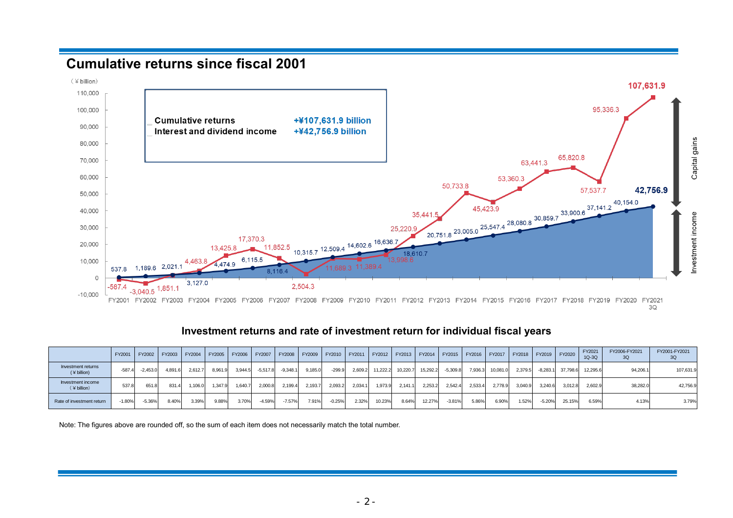## Cumulative returns since fiscal 2001

(¥ billion)

| | Cumulative returns | Interest and dividend income |
|---|---|---|
| FY2001 | -587.4 | 537.8 |
| FY2002 | -3,040.5 | 1,189.6 |
| FY2003 | 1,851.1 | 2,021.1 |
| FY2004 | 4,463.8 | 3,127.0 |
| FY2005 | 13,425.8 | 4,474.9 |
| FY2006 | 17,370.3 | 6,115.5 |
| FY2007 | 11,852.5 | 8,116.4 |
| FY2008 | 2,504.3 | 10,315.7 |
| FY2009 | 11,689.3 | 12,509.4 |
| FY2010 | 11,389.4 | 14,602.6 |
| FY2011 | 13,998.6 | 16,636.7 |
| FY2012 | 25,220.9 | 18,610.7 |
| FY2013 | 35,441.5 | 20,751.8 |
| FY2014 | 50,733.8 | 23,005.0 |
| FY2015 | 45,423.9 | 25,547.4 |
| FY2016 | 53,360.3 | 28,080.8 |
| FY2017 | 63,441.3 | 30,859.7 |
| FY2018 | 65,820.8 | 33,900.6 |
| FY2019 | 57,537.7 | 37,141.2 |
| FY2020 | 95,336.3 | 40,154.0 |
| FY2021 3Q | 107,631.9 | 42,756.9 |

Cumulative returns +¥107,631.9 billion
Interest and dividend income +¥42,756.9 billion

Capital gains / Investment income

## Investment returns and rate of investment return for individual fiscal years

| | FY2001 | FY2002 | FY2003 | FY2004 | FY2005 | FY2006 | FY2007 | FY2008 | FY2009 | FY2010 | FY2011 | FY2012 | FY2013 | FY2014 | FY2015 | FY2016 | FY2017 | FY2018 | FY2019 | FY2020 | FY2021 1Q-3Q | FY2006-FY2021 3Q | FY2001-FY2021 3Q |
|---|---|---|---|---|---|---|---|---|---|---|---|---|---|---|---|---|---|---|---|---|---|---|---|
| Investment returns (¥ billion) | -587.4 | -2,453.0 | 4,891.6 | 2,612.7 | 8,961.9 | 3,944.5 | -5,517.8 | -9,348.1 | 9,185.0 | -299.9 | 2,609.2 | 11,222.2 | 10,220.7 | 15,292.2 | -5,309.8 | 7,936.3 | 10,081.0 | 2,379.5 | -8,283.1 | 37,798.6 | 12,295.6 | 94,206.1 | 107,631.9 |
| Investment income (¥ billion) | 537.8 | 651.8 | 831.4 | 1,106.0 | 1,347.9 | 1,640.7 | 2,000.8 | 2,199.4 | 2,193.7 | 2,093.2 | 2,034.1 | 1,973.9 | 2,141.1 | 2,253.2 | 2,542.4 | 2,533.4 | 2,778.9 | 3,040.9 | 3,240.6 | 3,012.8 | 2,602.9 | 38,282.0 | 42,756.9 |
| Rate of investment return | -1.80% | -5.36% | 8.40% | 3.39% | 9.88% | 3.70% | -4.59% | -7.57% | 7.91% | -0.25% | 2.32% | 10.23% | 8.64% | 12.27% | -3.81% | 5.86% | 6.90% | 1.52% | -5.20% | 25.15% | 6.59% | 4.13% | 3.79% |

Note: The figures above are rounded off, so the sum of each item does not necessarily match the total number.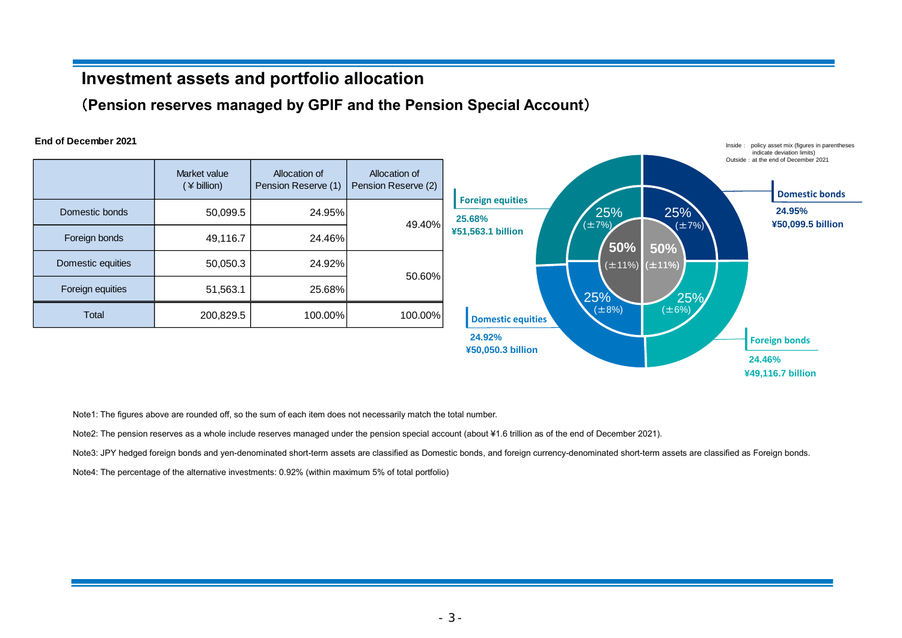# Investment assets and portfolio allocation

## （Pension reserves managed by GPIF and the Pension Special Account）

**End of December 2021**

| | Market value (¥ billion) | Allocation of Pension Reserve (1) | Allocation of Pension Reserve (2) |
|---|---|---|---|
| Domestic bonds | 50,099.5 | 24.95% | 49.40% |
| Foreign bonds | 49,116.7 | 24.46% | |
| Domestic equities | 50,050.3 | 24.92% | 50.60% |
| Foreign equities | 51,563.1 | 25.68% | |
| Total | 200,829.5 | 100.00% | 100.00% |

Inside : policy asset mix (figures in parentheses indicate deviation limits)
Outside : at the end of December 2021

| | Policy asset mix (Inside) | Deviation limits | End of December 2021 (Outside) |
|---|---|---|---|
| Domestic bonds | 25% | (±7%) | 24.95% ¥50,099.5 billion |
| Foreign bonds | 25% | (±6%) | 24.46% ¥49,116.7 billion |
| Domestic equities | 25% | (±8%) | 24.92% ¥50,050.3 billion |
| Foreign equities | 25% | (±7%) | 25.68% ¥51,563.1 billion |
| Bonds | 50% | (±11%) | |
| Equities | 50% | (±11%) | |

Note1: The figures above are rounded off, so the sum of each item does not necessarily match the total number.

Note2: The pension reserves as a whole include reserves managed under the pension special account (about ¥1.6 trillion as of the end of December 2021).

Note3: JPY hedged foreign bonds and yen-denominated short-term assets are classified as Domestic bonds, and foreign currency-denominated short-term assets are classified as Foreign bonds.

Note4: The percentage of the alternative investments: 0.92% (within maximum 5% of total portfolio)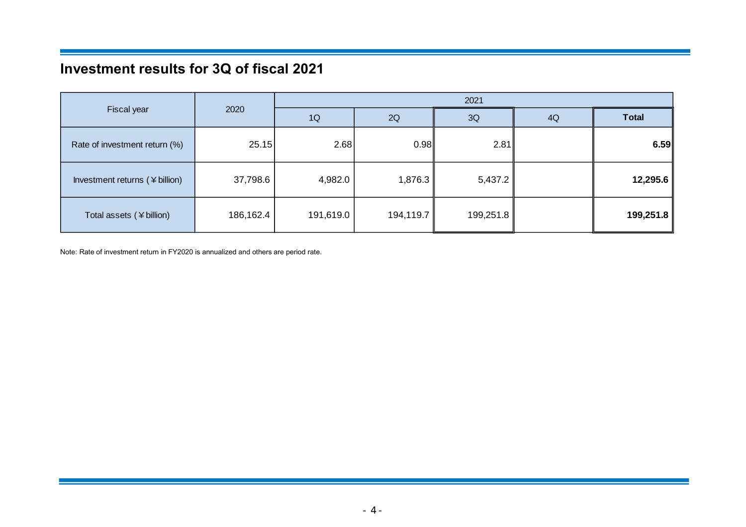## Investment results for 3Q of fiscal 2021

| Fiscal year | 2020 | 2021 | | | | |
|---|---|---|---|---|---|---|
| | | 1Q | 2Q | 3Q | 4Q | **Total** |
| Rate of investment return (%) | 25.15 | 2.68 | 0.98 | 2.81 | | **6.59** |
| Investment returns (￥billion) | 37,798.6 | 4,982.0 | 1,876.3 | 5,437.2 | | **12,295.6** |
| Total assets (￥billion) | 186,162.4 | 191,619.0 | 194,119.7 | 199,251.8 | | **199,251.8** |

Note: Rate of investment return in FY2020 is annualized and others are period rate.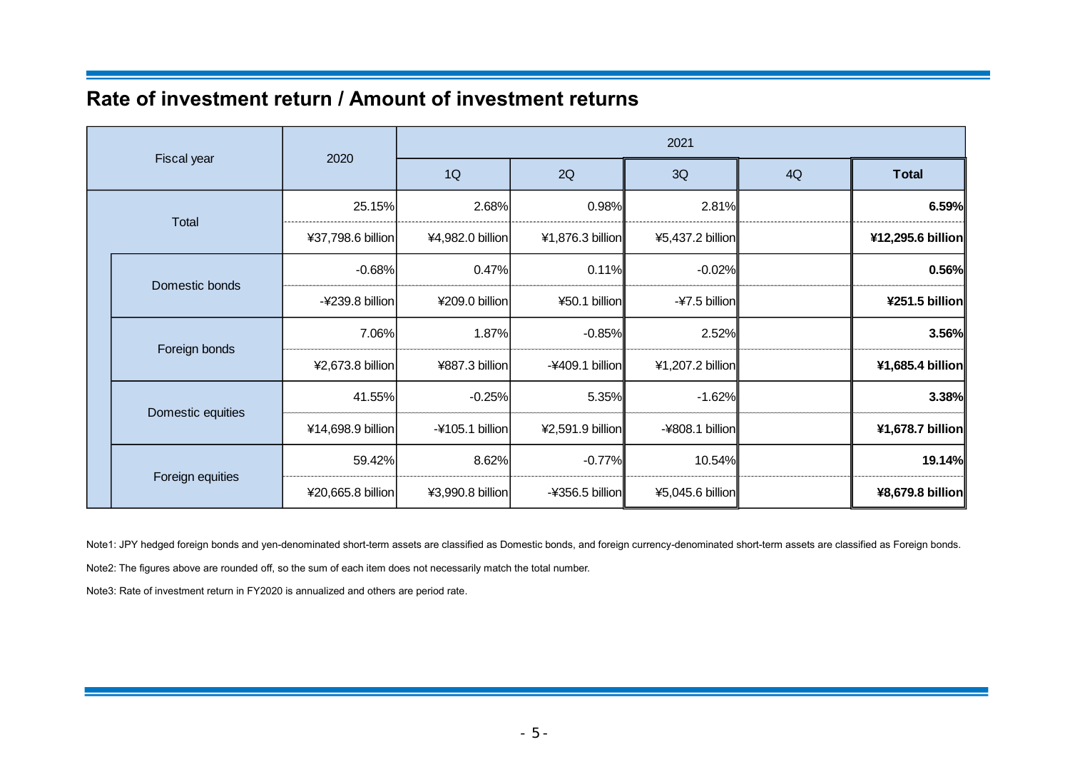## Rate of investment return / Amount of investment returns

| Fiscal year | | 2020 | 2021 | | | | |
|---|---|---|---|---|---|---|---|
| | | | 1Q | 2Q | 3Q | 4Q | **Total** |
| Total | | 25.15% | 2.68% | 0.98% | 2.81% | | **6.59%** |
| | | ¥37,798.6 billion | ¥4,982.0 billion | ¥1,876.3 billion | ¥5,437.2 billion | | **¥12,295.6 billion** |
| | Domestic bonds | -0.68% | 0.47% | 0.11% | -0.02% | | **0.56%** |
| | | -¥239.8 billion | ¥209.0 billion | ¥50.1 billion | -¥7.5 billion | | **¥251.5 billion** |
| | Foreign bonds | 7.06% | 1.87% | -0.85% | 2.52% | | **3.56%** |
| | | ¥2,673.8 billion | ¥887.3 billion | -¥409.1 billion | ¥1,207.2 billion | | **¥1,685.4 billion** |
| | Domestic equities | 41.55% | -0.25% | 5.35% | -1.62% | | **3.38%** |
| | | ¥14,698.9 billion | -¥105.1 billion | ¥2,591.9 billion | -¥808.1 billion | | **¥1,678.7 billion** |
| | Foreign equities | 59.42% | 8.62% | -0.77% | 10.54% | | **19.14%** |
| | | ¥20,665.8 billion | ¥3,990.8 billion | -¥356.5 billion | ¥5,045.6 billion | | **¥8,679.8 billion** |

Note1: JPY hedged foreign bonds and yen-denominated short-term assets are classified as Domestic bonds, and foreign currency-denominated short-term assets are classified as Foreign bonds.

Note2: The figures above are rounded off, so the sum of each item does not necessarily match the total number.

Note3: Rate of investment return in FY2020 is annualized and others are period rate.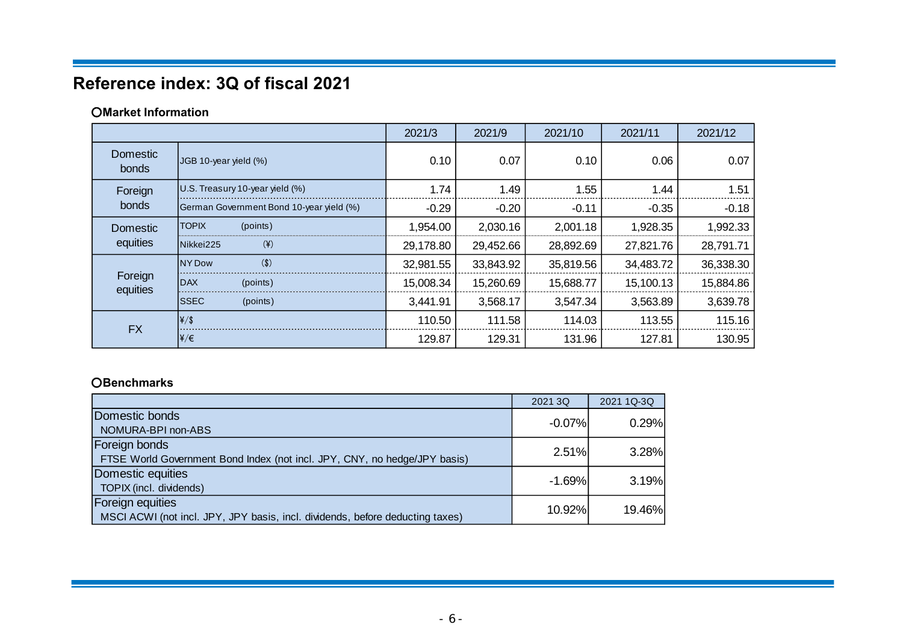# Reference index: 3Q of fiscal 2021

### ○Market Information

| | | 2021/3 | 2021/9 | 2021/10 | 2021/11 | 2021/12 |
|---|---|---|---|---|---|---|
| Domestic bonds | JGB 10-year yield (%) | 0.10 | 0.07 | 0.10 | 0.06 | 0.07 |
| Foreign bonds | U.S. Treasury 10-year yield (%) | 1.74 | 1.49 | 1.55 | 1.44 | 1.51 |
| | German Government Bond 10-year yield (%) | -0.29 | -0.20 | -0.11 | -0.35 | -0.18 |
| Domestic equities | TOPIX (points) | 1,954.00 | 2,030.16 | 2,001.18 | 1,928.35 | 1,992.33 |
| | Nikkei225 (¥) | 29,178.80 | 29,452.66 | 28,892.69 | 27,821.76 | 28,791.71 |
| Foreign equities | NY Dow ($) | 32,981.55 | 33,843.92 | 35,819.56 | 34,483.72 | 36,338.30 |
| | DAX (points) | 15,008.34 | 15,260.69 | 15,688.77 | 15,100.13 | 15,884.86 |
| | SSEC (points) | 3,441.91 | 3,568.17 | 3,547.34 | 3,563.89 | 3,639.78 |
| FX | ¥/$ | 110.50 | 111.58 | 114.03 | 113.55 | 115.16 |
| | ¥/€ | 129.87 | 129.31 | 131.96 | 127.81 | 130.95 |

### ○Benchmarks

| | 2021 3Q | 2021 1Q-3Q |
|---|---|---|
| Domestic bonds<br>NOMURA-BPI non-ABS | -0.07% | 0.29% |
| Foreign bonds<br>FTSE World Government Bond Index (not incl. JPY, CNY, no hedge/JPY basis) | 2.51% | 3.28% |
| Domestic equities<br>TOPIX (incl. dividends) | -1.69% | 3.19% |
| Foreign equities<br>MSCI ACWI (not incl. JPY, JPY basis, incl. dividends, before deducting taxes) | 10.92% | 19.46% |